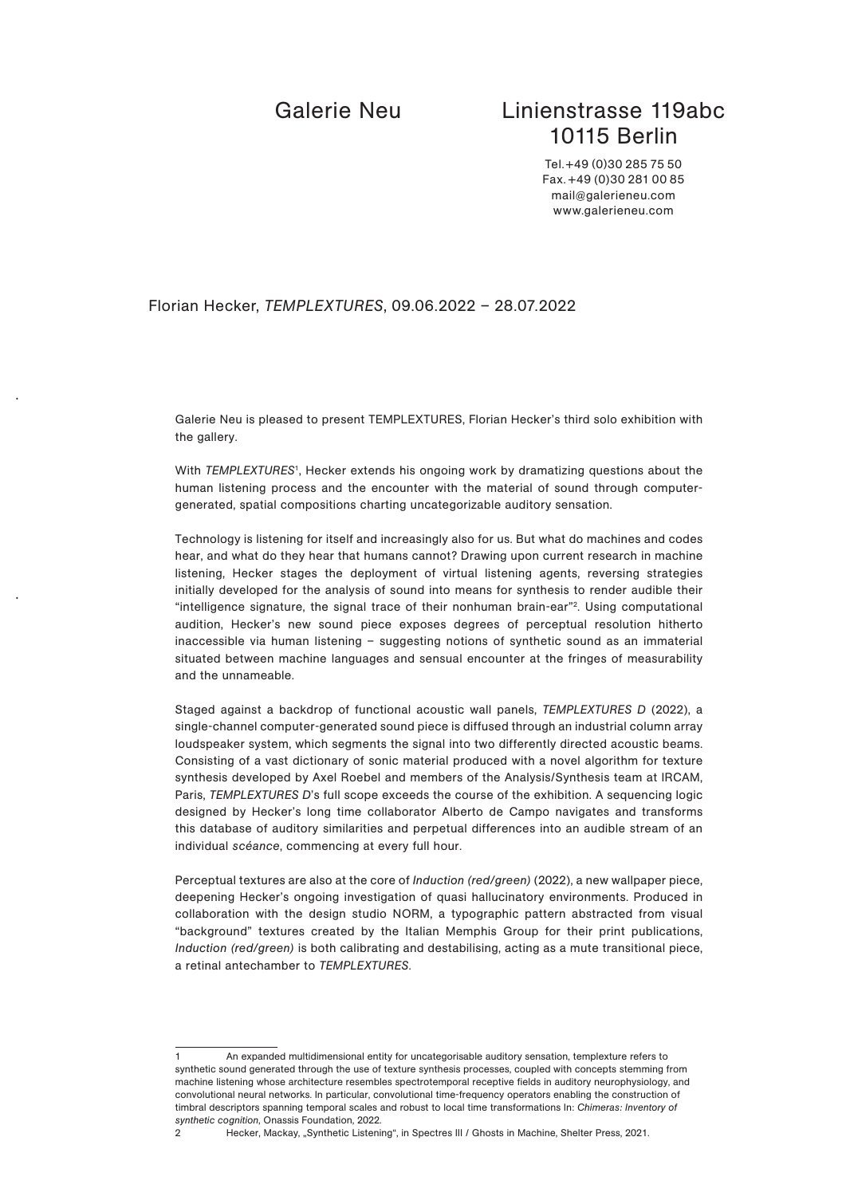Galerie Neu

Linienstrasse 119abc
10115 Berlin

Tel. +49 (0)30 285 75 50
Fax. +49 (0)30 281 00 85
mail@galerieneu.com
www.galerieneu.com

Florian Hecker, *TEMPLEXTURES*, 09.06.2022 – 28.07.2022

Galerie Neu is pleased to present TEMPLEXTURES, Florian Hecker's third solo exhibition with the gallery.

With *TEMPLEXTURES*[1], Hecker extends his ongoing work by dramatizing questions about the human listening process and the encounter with the material of sound through computer-generated, spatial compositions charting uncategorizable auditory sensation.

Technology is listening for itself and increasingly also for us. But what do machines and codes hear, and what do they hear that humans cannot? Drawing upon current research in machine listening, Hecker stages the deployment of virtual listening agents, reversing strategies initially developed for the analysis of sound into means for synthesis to render audible their "intelligence signature, the signal trace of their nonhuman brain-ear"[2]. Using computational audition, Hecker's new sound piece exposes degrees of perceptual resolution hitherto inaccessible via human listening – suggesting notions of synthetic sound as an immaterial situated between machine languages and sensual encounter at the fringes of measurability and the unnameable.

Staged against a backdrop of functional acoustic wall panels, *TEMPLEXTURES D* (2022), a single-channel computer-generated sound piece is diffused through an industrial column array loudspeaker system, which segments the signal into two differently directed acoustic beams. Consisting of a vast dictionary of sonic material produced with a novel algorithm for texture synthesis developed by Axel Roebel and members of the Analysis/Synthesis team at IRCAM, Paris, *TEMPLEXTURES D*'s full scope exceeds the course of the exhibition. A sequencing logic designed by Hecker's long time collaborator Alberto de Campo navigates and transforms this database of auditory similarities and perpetual differences into an audible stream of an individual *scéance*, commencing at every full hour.

Perceptual textures are also at the core of *Induction (red/green)* (2022), a new wallpaper piece, deepening Hecker's ongoing investigation of quasi hallucinatory environments. Produced in collaboration with the design studio NORM, a typographic pattern abstracted from visual "background" textures created by the Italian Memphis Group for their print publications, *Induction (red/green)* is both calibrating and destabilising, acting as a mute transitional piece, a retinal antechamber to *TEMPLEXTURES*.

---

1 An expanded multidimensional entity for uncategorisable auditory sensation, templexture refers to synthetic sound generated through the use of texture synthesis processes, coupled with concepts stemming from machine listening whose architecture resembles spectrotemporal receptive fields in auditory neurophysiology, and convolutional neural networks. In particular, convolutional time-frequency operators enabling the construction of timbral descriptors spanning temporal scales and robust to local time transformations In: *Chimeras: Inventory of synthetic cognition*, Onassis Foundation, 2022.

2 Hecker, Mackay, „Synthetic Listening", in Spectres III / Ghosts in Machine, Shelter Press, 2021.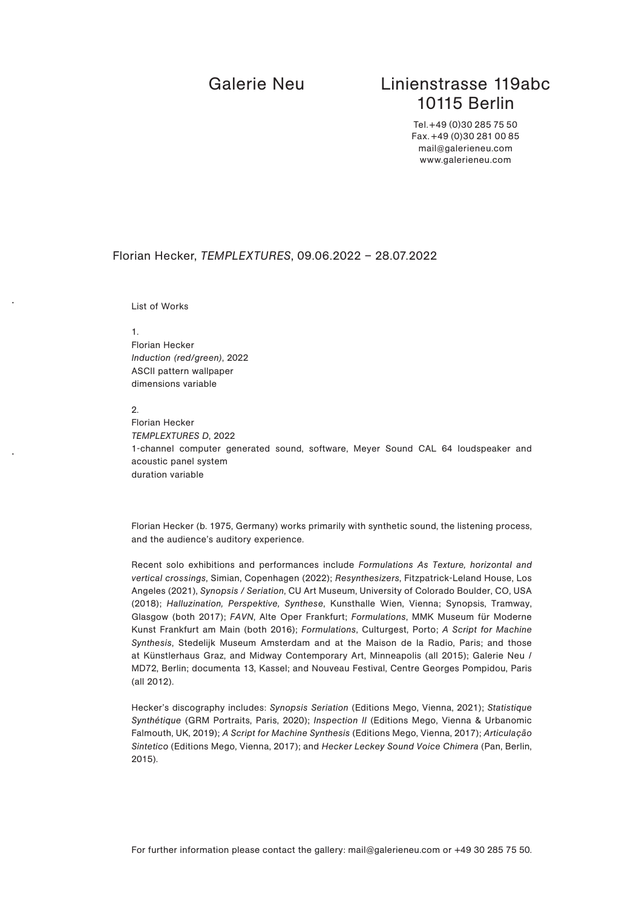Galerie Neu

Linienstrasse 119abc
10115 Berlin

Tel. +49 (0)30 285 75 50
Fax. +49 (0)30 281 00 85
mail@galerieneu.com
www.galerieneu.com

Florian Hecker, *TEMPLEXTURES*, 09.06.2022 – 28.07.2022

List of Works

1.
Florian Hecker
*Induction (red/green)*, 2022
ASCII pattern wallpaper
dimensions variable

2.
Florian Hecker
*TEMPLEXTURES D*, 2022
1-channel computer generated sound, software, Meyer Sound CAL 64 loudspeaker and acoustic panel system
duration variable

Florian Hecker (b. 1975, Germany) works primarily with synthetic sound, the listening process, and the audience's auditory experience.

Recent solo exhibitions and performances include *Formulations As Texture, horizontal and vertical crossings*, Simian, Copenhagen (2022); *Resynthesizers*, Fitzpatrick-Leland House, Los Angeles (2021), *Synopsis / Seriation*, CU Art Museum, University of Colorado Boulder, CO, USA (2018); *Halluzination, Perspektive, Synthese*, Kunsthalle Wien, Vienna; Synopsis, Tramway, Glasgow (both 2017); *FAVN*, Alte Oper Frankfurt; *Formulations*, MMK Museum für Moderne Kunst Frankfurt am Main (both 2016); *Formulations*, Culturgest, Porto; *A Script for Machine Synthesis*, Stedelijk Museum Amsterdam and at the Maison de la Radio, Paris; and those at Künstlerhaus Graz, and Midway Contemporary Art, Minneapolis (all 2015); Galerie Neu / MD72, Berlin; documenta 13, Kassel; and Nouveau Festival, Centre Georges Pompidou, Paris (all 2012).

Hecker's discography includes: *Synopsis Seriation* (Editions Mego, Vienna, 2021); *Statistique Synthétique* (GRM Portraits, Paris, 2020); *Inspection II* (Editions Mego, Vienna & Urbanomic Falmouth, UK, 2019); *A Script for Machine Synthesis* (Editions Mego, Vienna, 2017); *Articulação Sintetico* (Editions Mego, Vienna, 2017); and *Hecker Leckey Sound Voice Chimera* (Pan, Berlin, 2015).

For further information please contact the gallery: mail@galerieneu.com or +49 30 285 75 50.